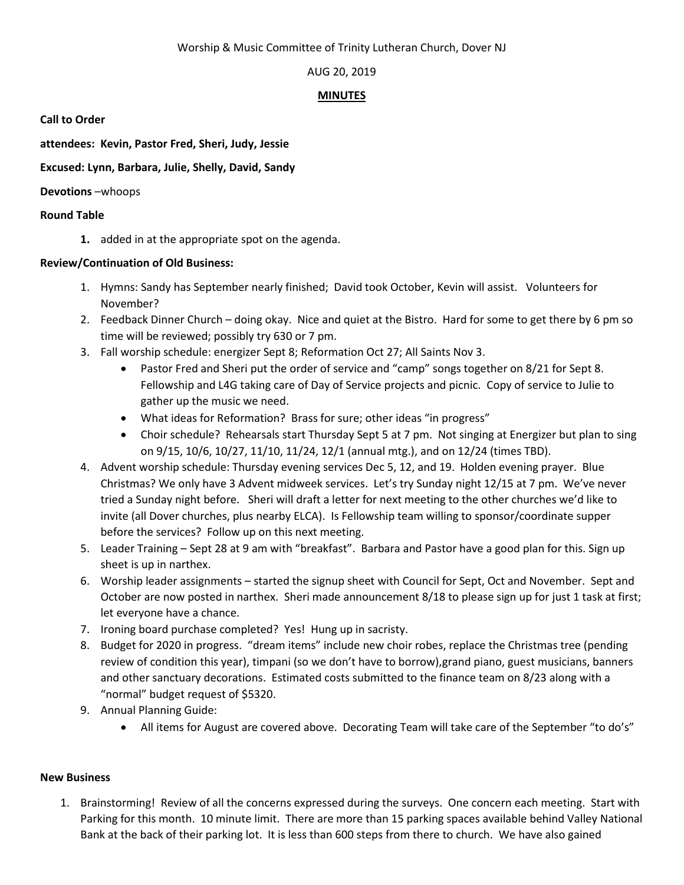Worship & Music Committee of Trinity Lutheran Church, Dover NJ

AUG 20, 2019

**MINUTES**

**Call to Order**

**attendees: Kevin, Pastor Fred, Sheri, Judy, Jessie**

**Excused: Lynn, Barbara, Julie, Shelly, David, Sandy**

**Devotions** –whoops

**Round Table**

1. added in at the appropriate spot on the agenda.

**Review/Continuation of Old Business:**

1. Hymns: Sandy has September nearly finished; David took October, Kevin will assist. Volunteers for November?
2. Feedback Dinner Church – doing okay. Nice and quiet at the Bistro. Hard for some to get there by 6 pm so time will be reviewed; possibly try 630 or 7 pm.
3. Fall worship schedule: energizer Sept 8; Reformation Oct 27; All Saints Nov 3.
   - Pastor Fred and Sheri put the order of service and "camp" songs together on 8/21 for Sept 8. Fellowship and L4G taking care of Day of Service projects and picnic. Copy of service to Julie to gather up the music we need.
   - What ideas for Reformation? Brass for sure; other ideas "in progress"
   - Choir schedule? Rehearsals start Thursday Sept 5 at 7 pm. Not singing at Energizer but plan to sing on 9/15, 10/6, 10/27, 11/10, 11/24, 12/1 (annual mtg.), and on 12/24 (times TBD).
4. Advent worship schedule: Thursday evening services Dec 5, 12, and 19. Holden evening prayer. Blue Christmas? We only have 3 Advent midweek services. Let's try Sunday night 12/15 at 7 pm. We've never tried a Sunday night before. Sheri will draft a letter for next meeting to the other churches we'd like to invite (all Dover churches, plus nearby ELCA). Is Fellowship team willing to sponsor/coordinate supper before the services? Follow up on this next meeting.
5. Leader Training – Sept 28 at 9 am with "breakfast". Barbara and Pastor have a good plan for this. Sign up sheet is up in narthex.
6. Worship leader assignments – started the signup sheet with Council for Sept, Oct and November. Sept and October are now posted in narthex. Sheri made announcement 8/18 to please sign up for just 1 task at first; let everyone have a chance.
7. Ironing board purchase completed? Yes! Hung up in sacristy.
8. Budget for 2020 in progress. "dream items" include new choir robes, replace the Christmas tree (pending review of condition this year), timpani (so we don't have to borrow),grand piano, guest musicians, banners and other sanctuary decorations. Estimated costs submitted to the finance team on 8/23 along with a "normal" budget request of $5320.
9. Annual Planning Guide:
   - All items for August are covered above. Decorating Team will take care of the September "to do's"

**New Business**

1. Brainstorming! Review of all the concerns expressed during the surveys. One concern each meeting. Start with Parking for this month. 10 minute limit. There are more than 15 parking spaces available behind Valley National Bank at the back of their parking lot. It is less than 600 steps from there to church. We have also gained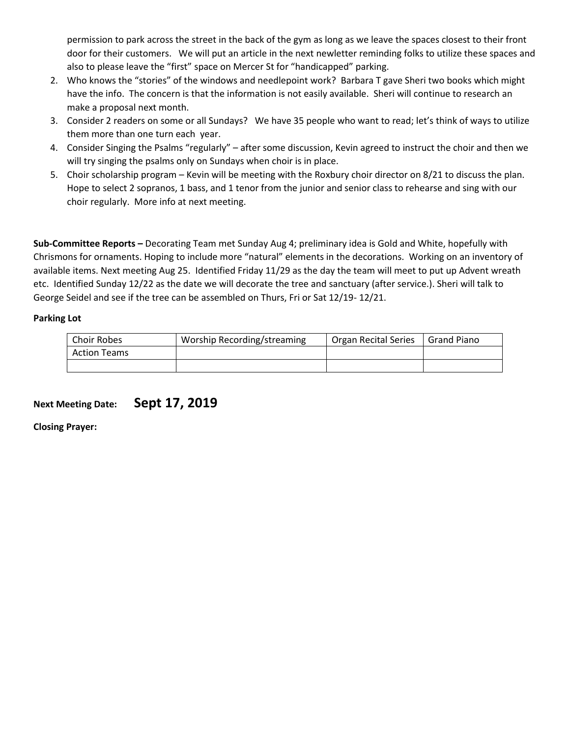permission to park across the street in the back of the gym as long as we leave the spaces closest to their front door for their customers. We will put an article in the next newletter reminding folks to utilize these spaces and also to please leave the "first" space on Mercer St for "handicapped" parking.

2. Who knows the "stories" of the windows and needlepoint work? Barbara T gave Sheri two books which might have the info. The concern is that the information is not easily available. Sheri will continue to research an make a proposal next month.
3. Consider 2 readers on some or all Sundays? We have 35 people who want to read; let's think of ways to utilize them more than one turn each year.
4. Consider Singing the Psalms "regularly" – after some discussion, Kevin agreed to instruct the choir and then we will try singing the psalms only on Sundays when choir is in place.
5. Choir scholarship program – Kevin will be meeting with the Roxbury choir director on 8/21 to discuss the plan. Hope to select 2 sopranos, 1 bass, and 1 tenor from the junior and senior class to rehearse and sing with our choir regularly. More info at next meeting.

**Sub-Committee Reports –** Decorating Team met Sunday Aug 4; preliminary idea is Gold and White, hopefully with Chrismons for ornaments. Hoping to include more "natural" elements in the decorations. Working on an inventory of available items. Next meeting Aug 25. Identified Friday 11/29 as the day the team will meet to put up Advent wreath etc. Identified Sunday 12/22 as the date we will decorate the tree and sanctuary (after service.). Sheri will talk to George Seidel and see if the tree can be assembled on Thurs, Fri or Sat 12/19- 12/21.

**Parking Lot**

| | | | |
|---|---|---|---|
| Choir Robes | Worship Recording/streaming | Organ Recital Series | Grand Piano |
| Action Teams | | | |
| | | | |

**Next Meeting Date:** **Sept 17, 2019**

**Closing Prayer:**